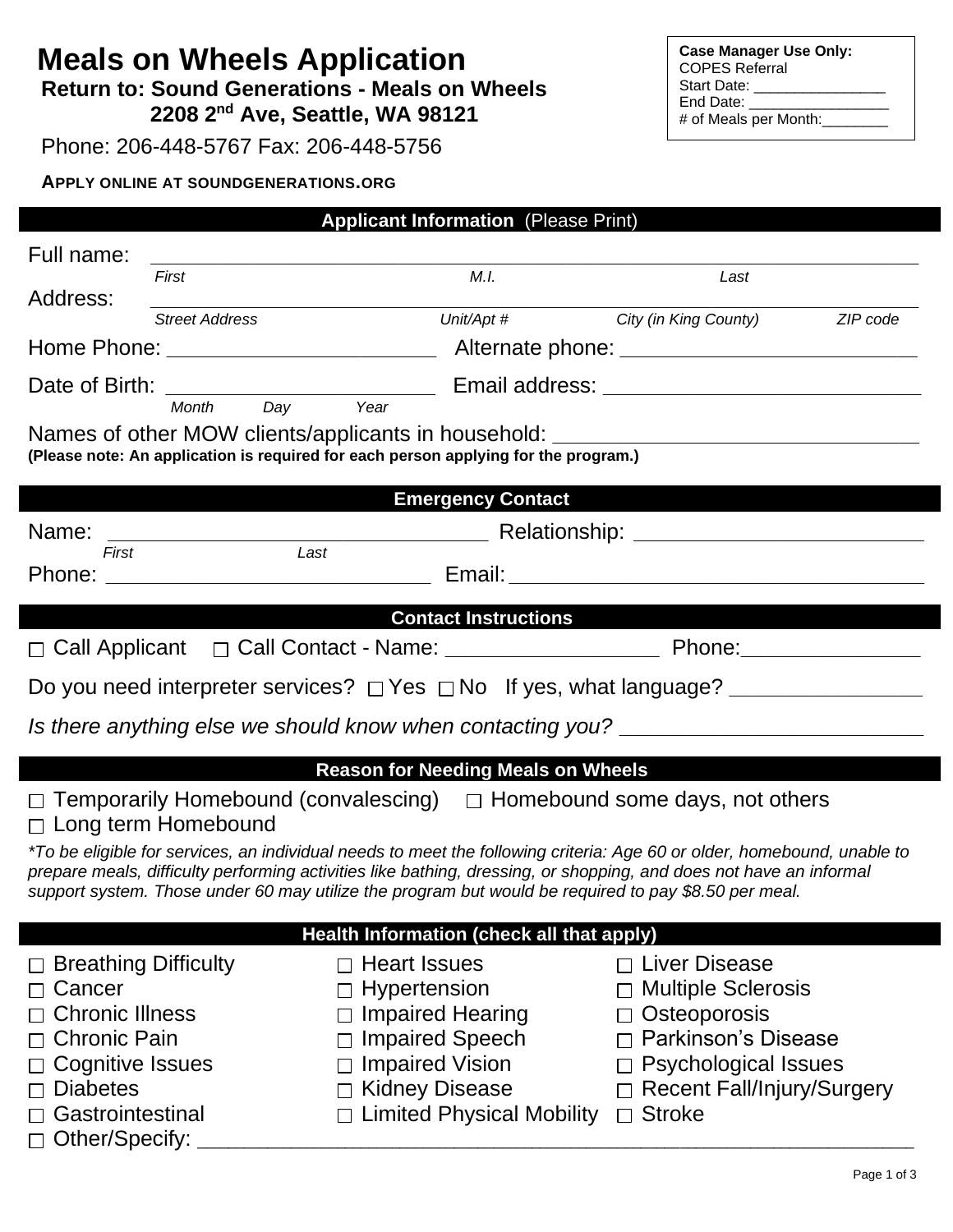# Meals on Wheels Application

**Return to: Sound Generations - Meals on Wheels**
**2208 2nd Ave, Seattle, WA 98121**

Phone: 206-448-5767 Fax: 206-448-5756

**APPLY ONLINE AT SOUNDGENERATIONS.ORG**

> **Case Manager Use Only:**
> COPES Referral
> Start Date: ________________
> End Date: ________________
> # of Meals per Month:________

## Applicant Information (Please Print)

Full name: ______________________________________________
*First* *M.I.* *Last*

Address: ______________________________________________
*Street Address* *Unit/Apt #* *City (in King County)* *ZIP code*

Home Phone: ______________________ Alternate phone: ________________________

Date of Birth: ______________________ Email address: ________________________
*Month* *Day* *Year*

Names of other MOW clients/applicants in household: ____________________________

**(Please note: An application is required for each person applying for the program.)**

## Emergency Contact

Name: ______________________________ Relationship: ________________________
*First* *Last*

Phone: ____________________________ Email: ____________________________________

## Contact Instructions

☐ Call Applicant ☐ Call Contact - Name: __________________ Phone:_______________

Do you need interpreter services? ☐ Yes ☐ No If yes, what language? ________________

*Is there anything else we should know when contacting you?* ________________________

## Reason for Needing Meals on Wheels

☐ Temporarily Homebound (convalescing) ☐ Homebound some days, not others
☐ Long term Homebound

*\*To be eligible for services, an individual needs to meet the following criteria: Age 60 or older, homebound, unable to prepare meals, difficulty performing activities like bathing, dressing, or shopping, and does not have an informal support system. Those under 60 may utilize the program but would be required to pay $8.50 per meal.*

## Health Information (check all that apply)

☐ Breathing Difficulty
☐ Cancer
☐ Chronic Illness
☐ Chronic Pain
☐ Cognitive Issues
☐ Diabetes
☐ Gastrointestinal
☐ Heart Issues
☐ Hypertension
☐ Impaired Hearing
☐ Impaired Speech
☐ Impaired Vision
☐ Kidney Disease
☐ Limited Physical Mobility
☐ Liver Disease
☐ Multiple Sclerosis
☐ Osteoporosis
☐ Parkinson's Disease
☐ Psychological Issues
☐ Recent Fall/Injury/Surgery
☐ Stroke
☐ Other/Specify: ____________________________________________________________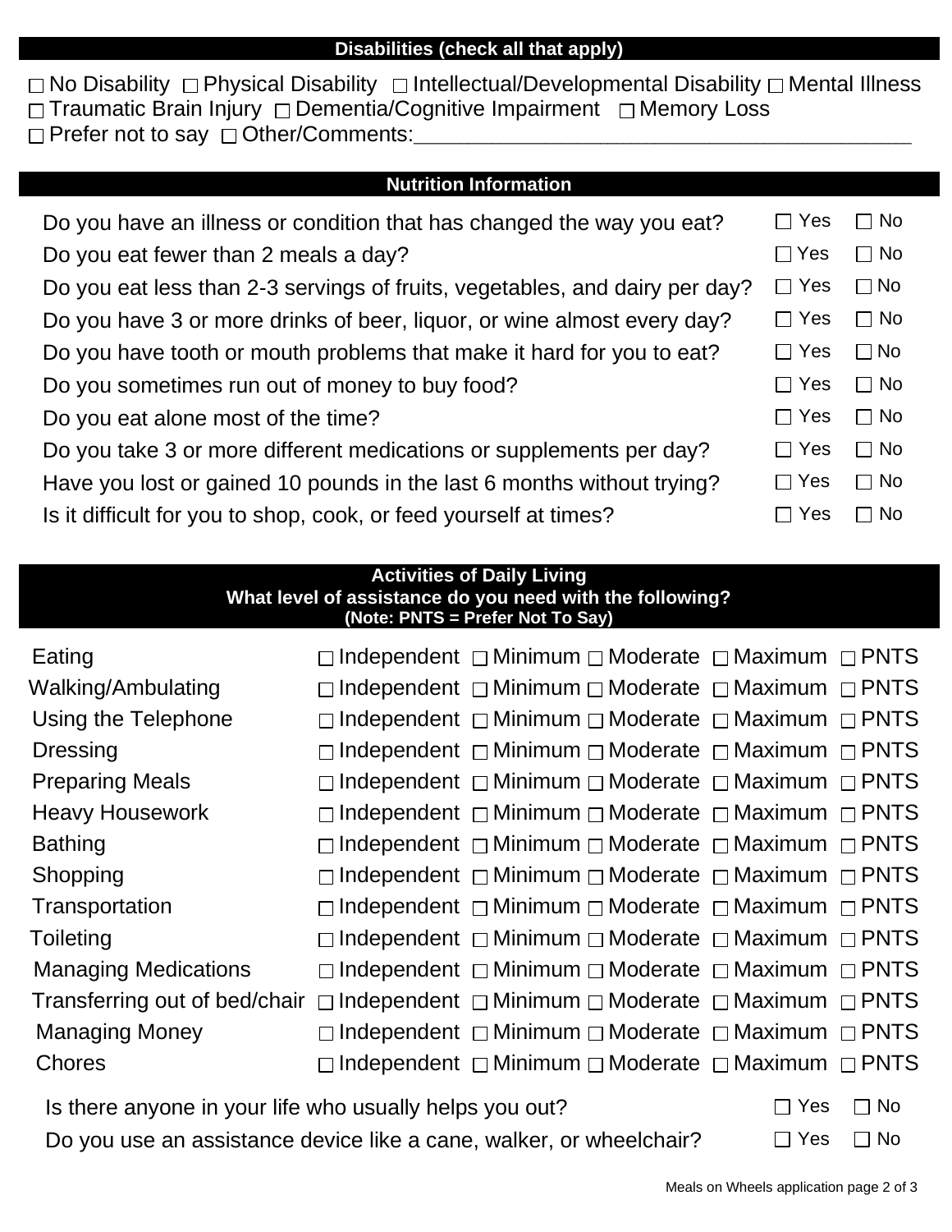## Disabilities (check all that apply)

☐ No Disability ☐ Physical Disability ☐ Intellectual/Developmental Disability ☐ Mental Illness
☐ Traumatic Brain Injury ☐ Dementia/Cognitive Impairment ☐ Memory Loss
☐ Prefer not to say ☐ Other/Comments:___________________________________________

## Nutrition Information

| Question | Yes | No |
|---|---|---|
| Do you have an illness or condition that has changed the way you eat? | ☐ Yes | ☐ No |
| Do you eat fewer than 2 meals a day? | ☐ Yes | ☐ No |
| Do you eat less than 2-3 servings of fruits, vegetables, and dairy per day? | ☐ Yes | ☐ No |
| Do you have 3 or more drinks of beer, liquor, or wine almost every day? | ☐ Yes | ☐ No |
| Do you have tooth or mouth problems that make it hard for you to eat? | ☐ Yes | ☐ No |
| Do you sometimes run out of money to buy food? | ☐ Yes | ☐ No |
| Do you eat alone most of the time? | ☐ Yes | ☐ No |
| Do you take 3 or more different medications or supplements per day? | ☐ Yes | ☐ No |
| Have you lost or gained 10 pounds in the last 6 months without trying? | ☐ Yes | ☐ No |
| Is it difficult for you to shop, cook, or feed yourself at times? | ☐ Yes | ☐ No |

## Activities of Daily Living

**What level of assistance do you need with the following?**
**(Note: PNTS = Prefer Not To Say)**

| Activity | Independent | Minimum | Moderate | Maximum | PNTS |
|---|---|---|---|---|---|
| Eating | ☐ Independent | ☐ Minimum | ☐ Moderate | ☐ Maximum | ☐ PNTS |
| Walking/Ambulating | ☐ Independent | ☐ Minimum | ☐ Moderate | ☐ Maximum | ☐ PNTS |
| Using the Telephone | ☐ Independent | ☐ Minimum | ☐ Moderate | ☐ Maximum | ☐ PNTS |
| Dressing | ☐ Independent | ☐ Minimum | ☐ Moderate | ☐ Maximum | ☐ PNTS |
| Preparing Meals | ☐ Independent | ☐ Minimum | ☐ Moderate | ☐ Maximum | ☐ PNTS |
| Heavy Housework | ☐ Independent | ☐ Minimum | ☐ Moderate | ☐ Maximum | ☐ PNTS |
| Bathing | ☐ Independent | ☐ Minimum | ☐ Moderate | ☐ Maximum | ☐ PNTS |
| Shopping | ☐ Independent | ☐ Minimum | ☐ Moderate | ☐ Maximum | ☐ PNTS |
| Transportation | ☐ Independent | ☐ Minimum | ☐ Moderate | ☐ Maximum | ☐ PNTS |
| Toileting | ☐ Independent | ☐ Minimum | ☐ Moderate | ☐ Maximum | ☐ PNTS |
| Managing Medications | ☐ Independent | ☐ Minimum | ☐ Moderate | ☐ Maximum | ☐ PNTS |
| Transferring out of bed/chair | ☐ Independent | ☐ Minimum | ☐ Moderate | ☐ Maximum | ☐ PNTS |
| Managing Money | ☐ Independent | ☐ Minimum | ☐ Moderate | ☐ Maximum | ☐ PNTS |
| Chores | ☐ Independent | ☐ Minimum | ☐ Moderate | ☐ Maximum | ☐ PNTS |

| Question | Yes | No |
|---|---|---|
| Is there anyone in your life who usually helps you out? | ☐ Yes | ☐ No |
| Do you use an assistance device like a cane, walker, or wheelchair? | ☐ Yes | ☐ No |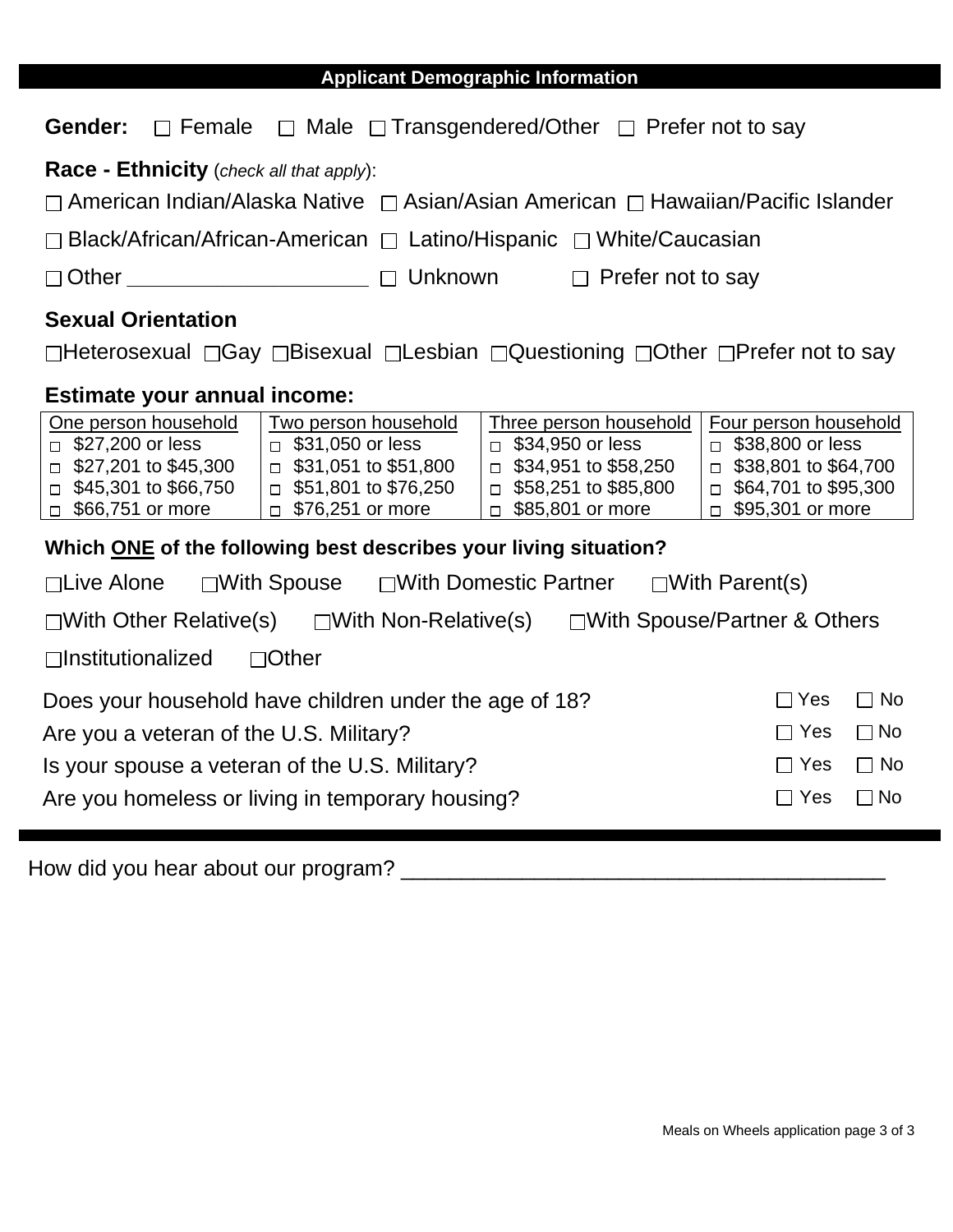## Applicant Demographic Information

**Gender:** ☐ Female ☐ Male ☐ Transgendered/Other ☐ Prefer not to say

**Race - Ethnicity** (*check all that apply*):

☐ American Indian/Alaska Native ☐ Asian/Asian American ☐ Hawaiian/Pacific Islander

☐ Black/African/African-American ☐ Latino/Hispanic ☐ White/Caucasian

☐ Other ____________________ ☐ Unknown ☐ Prefer not to say

**Sexual Orientation**

☐Heterosexual ☐Gay ☐Bisexual ☐Lesbian ☐Questioning ☐Other ☐Prefer not to say

**Estimate your annual income:**

| One person household | Two person household | Three person household | Four person household |
|---|---|---|---|
| ☐ $27,200 or less | ☐ $31,050 or less | ☐ $34,950 or less | ☐ $38,800 or less |
| ☐ $27,201 to $45,300 | ☐ $31,051 to $51,800 | ☐ $34,951 to $58,250 | ☐ $38,801 to $64,700 |
| ☐ $45,301 to $66,750 | ☐ $51,801 to $76,250 | ☐ $58,251 to $85,800 | ☐ $64,701 to $95,300 |
| ☐ $66,751 or more | ☐ $76,251 or more | ☐ $85,801 or more | ☐ $95,301 or more |

**Which ONE of the following best describes your living situation?**

☐Live Alone ☐With Spouse ☐With Domestic Partner ☐With Parent(s)

☐With Other Relative(s) ☐With Non-Relative(s) ☐With Spouse/Partner & Others

☐Institutionalized ☐Other

Does your household have children under the age of 18? ☐ Yes ☐ No

Are you a veteran of the U.S. Military? ☐ Yes ☐ No

Is your spouse a veteran of the U.S. Military? ☐ Yes ☐ No

Are you homeless or living in temporary housing? ☐ Yes ☐ No

---

How did you hear about our program? ________________________________________